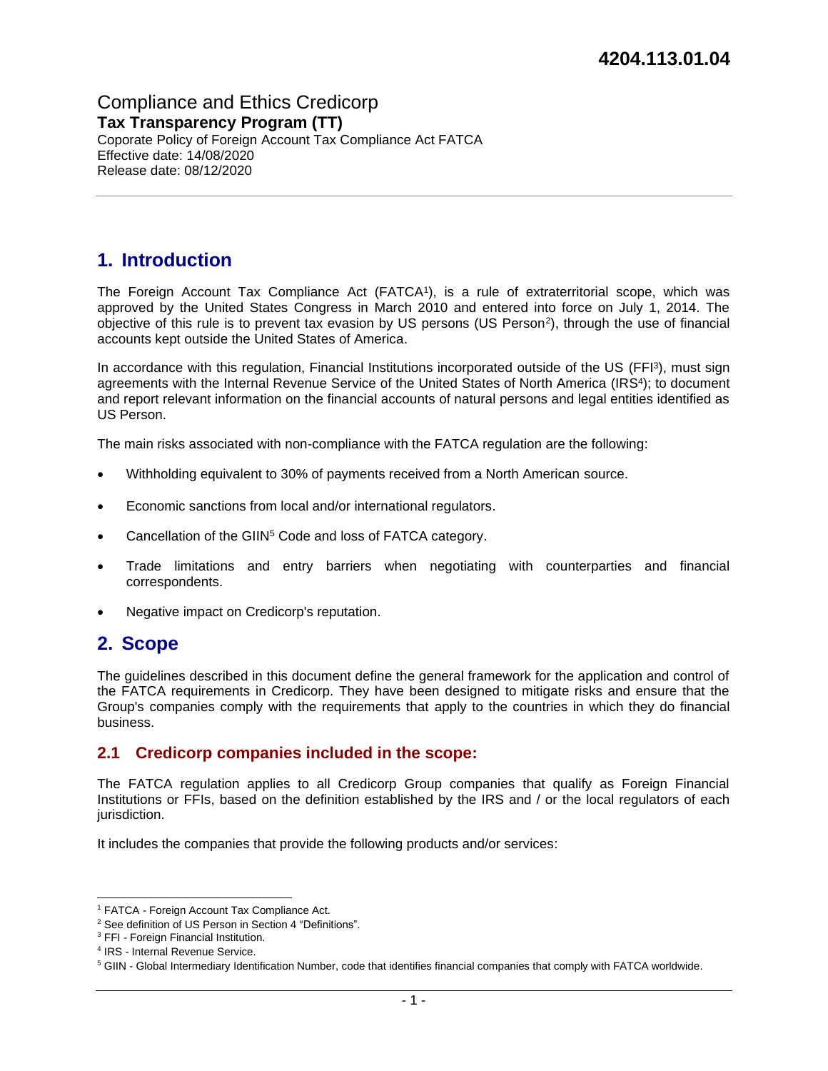**4204.113.01.04**

Compliance and Ethics Credicorp
**Tax Transparency Program (TT)**
Coporate Policy of Foreign Account Tax Compliance Act FATCA
Effective date: 14/08/2020
Release date: 08/12/2020

## 1. Introduction

The Foreign Account Tax Compliance Act (FATCA[1]), is a rule of extraterritorial scope, which was approved by the United States Congress in March 2010 and entered into force on July 1, 2014. The objective of this rule is to prevent tax evasion by US persons (US Person[2]), through the use of financial accounts kept outside the United States of America.

In accordance with this regulation, Financial Institutions incorporated outside of the US (FFI[3]), must sign agreements with the Internal Revenue Service of the United States of North America (IRS[4]); to document and report relevant information on the financial accounts of natural persons and legal entities identified as US Person.

The main risks associated with non-compliance with the FATCA regulation are the following:

- Withholding equivalent to 30% of payments received from a North American source.
- Economic sanctions from local and/or international regulators.
- Cancellation of the GIIN[5] Code and loss of FATCA category.
- Trade limitations and entry barriers when negotiating with counterparties and financial correspondents.
- Negative impact on Credicorp's reputation.

## 2. Scope

The guidelines described in this document define the general framework for the application and control of the FATCA requirements in Credicorp. They have been designed to mitigate risks and ensure that the Group's companies comply with the requirements that apply to the countries in which they do financial business.

### 2.1 Credicorp companies included in the scope:

The FATCA regulation applies to all Credicorp Group companies that qualify as Foreign Financial Institutions or FFIs, based on the definition established by the IRS and / or the local regulators of each jurisdiction.

It includes the companies that provide the following products and/or services:

---

[1] FATCA - Foreign Account Tax Compliance Act.
[2] See definition of US Person in Section 4 "Definitions".
[3] FFI - Foreign Financial Institution.
[4] IRS - Internal Revenue Service.
[5] GIIN - Global Intermediary Identification Number, code that identifies financial companies that comply with FATCA worldwide.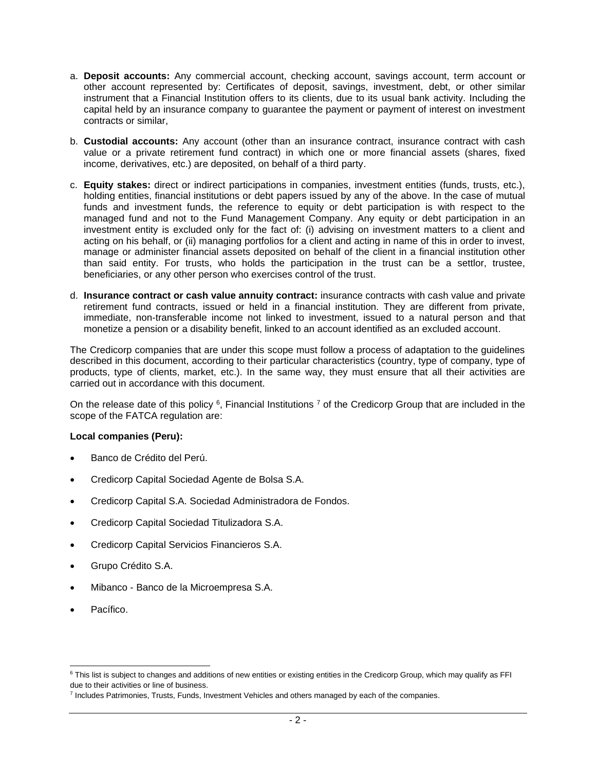a. **Deposit accounts:** Any commercial account, checking account, savings account, term account or other account represented by: Certificates of deposit, savings, investment, debt, or other similar instrument that a Financial Institution offers to its clients, due to its usual bank activity. Including the capital held by an insurance company to guarantee the payment or payment of interest on investment contracts or similar,

b. **Custodial accounts:** Any account (other than an insurance contract, insurance contract with cash value or a private retirement fund contract) in which one or more financial assets (shares, fixed income, derivatives, etc.) are deposited, on behalf of a third party.

c. **Equity stakes:** direct or indirect participations in companies, investment entities (funds, trusts, etc.), holding entities, financial institutions or debt papers issued by any of the above. In the case of mutual funds and investment funds, the reference to equity or debt participation is with respect to the managed fund and not to the Fund Management Company. Any equity or debt participation in an investment entity is excluded only for the fact of: (i) advising on investment matters to a client and acting on his behalf, or (ii) managing portfolios for a client and acting in name of this in order to invest, manage or administer financial assets deposited on behalf of the client in a financial institution other than said entity. For trusts, who holds the participation in the trust can be a settlor, trustee, beneficiaries, or any other person who exercises control of the trust.

d. **Insurance contract or cash value annuity contract:** insurance contracts with cash value and private retirement fund contracts, issued or held in a financial institution. They are different from private, immediate, non-transferable income not linked to investment, issued to a natural person and that monetize a pension or a disability benefit, linked to an account identified as an excluded account.

The Credicorp companies that are under this scope must follow a process of adaptation to the guidelines described in this document, according to their particular characteristics (country, type of company, type of products, type of clients, market, etc.). In the same way, they must ensure that all their activities are carried out in accordance with this document.

On the release date of this policy [6], Financial Institutions [7] of the Credicorp Group that are included in the scope of the FATCA regulation are:

**Local companies (Peru):**

- Banco de Crédito del Perú.
- Credicorp Capital Sociedad Agente de Bolsa S.A.
- Credicorp Capital S.A. Sociedad Administradora de Fondos.
- Credicorp Capital Sociedad Titulizadora S.A.
- Credicorp Capital Servicios Financieros S.A.
- Grupo Crédito S.A.
- Mibanco - Banco de la Microempresa S.A.
- Pacífico.

[6] This list is subject to changes and additions of new entities or existing entities in the Credicorp Group, which may qualify as FFI due to their activities or line of business.

[7] Includes Patrimonies, Trusts, Funds, Investment Vehicles and others managed by each of the companies.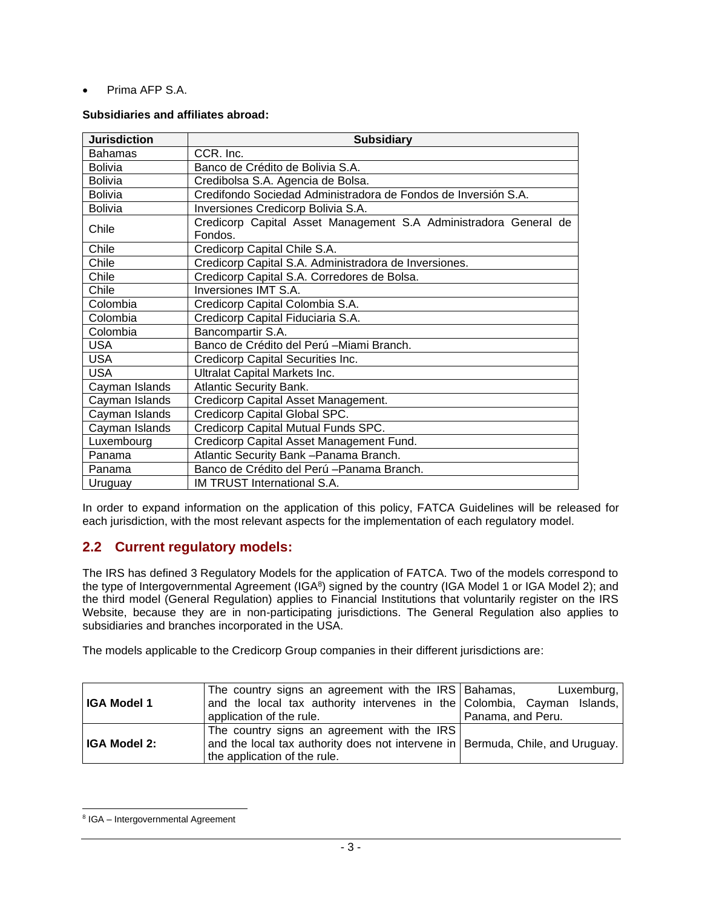- Prima AFP S.A.

**Subsidiaries and affiliates abroad:**

| Jurisdiction | Subsidiary |
|---|---|
| Bahamas | CCR. Inc. |
| Bolivia | Banco de Crédito de Bolivia S.A. |
| Bolivia | Credibolsa S.A. Agencia de Bolsa. |
| Bolivia | Credifondo Sociedad Administradora de Fondos de Inversión S.A. |
| Bolivia | Inversiones Credicorp Bolivia S.A. |
| Chile | Credicorp Capital Asset Management S.A Administradora General de Fondos. |
| Chile | Credicorp Capital Chile S.A. |
| Chile | Credicorp Capital S.A. Administradora de Inversiones. |
| Chile | Credicorp Capital S.A. Corredores de Bolsa. |
| Chile | Inversiones IMT S.A. |
| Colombia | Credicorp Capital Colombia S.A. |
| Colombia | Credicorp Capital Fiduciaria S.A. |
| Colombia | Bancompartir S.A. |
| USA | Banco de Crédito del Perú –Miami Branch. |
| USA | Credicorp Capital Securities Inc. |
| USA | Ultralat Capital Markets Inc. |
| Cayman Islands | Atlantic Security Bank. |
| Cayman Islands | Credicorp Capital Asset Management. |
| Cayman Islands | Credicorp Capital Global SPC. |
| Cayman Islands | Credicorp Capital Mutual Funds SPC. |
| Luxembourg | Credicorp Capital Asset Management Fund. |
| Panama | Atlantic Security Bank –Panama Branch. |
| Panama | Banco de Crédito del Perú –Panama Branch. |
| Uruguay | IM TRUST International S.A. |

In order to expand information on the application of this policy, FATCA Guidelines will be released for each jurisdiction, with the most relevant aspects for the implementation of each regulatory model.

## 2.2 Current regulatory models:

The IRS has defined 3 Regulatory Models for the application of FATCA. Two of the models correspond to the type of Intergovernmental Agreement (IGA[8]) signed by the country (IGA Model 1 or IGA Model 2); and the third model (General Regulation) applies to Financial Institutions that voluntarily register on the IRS Website, because they are in non-participating jurisdictions. The General Regulation also applies to subsidiaries and branches incorporated in the USA.

The models applicable to the Credicorp Group companies in their different jurisdictions are:

| | | |
|---|---|---|
| **IGA Model 1** | The country signs an agreement with the IRS and the local tax authority intervenes in the application of the rule. | Bahamas, Luxemburg, Colombia, Cayman Islands, Panama, and Peru. |
| **IGA Model 2:** | The country signs an agreement with the IRS and the local tax authority does not intervene in the application of the rule. | Bermuda, Chile, and Uruguay. |

[8] IGA – Intergovernmental Agreement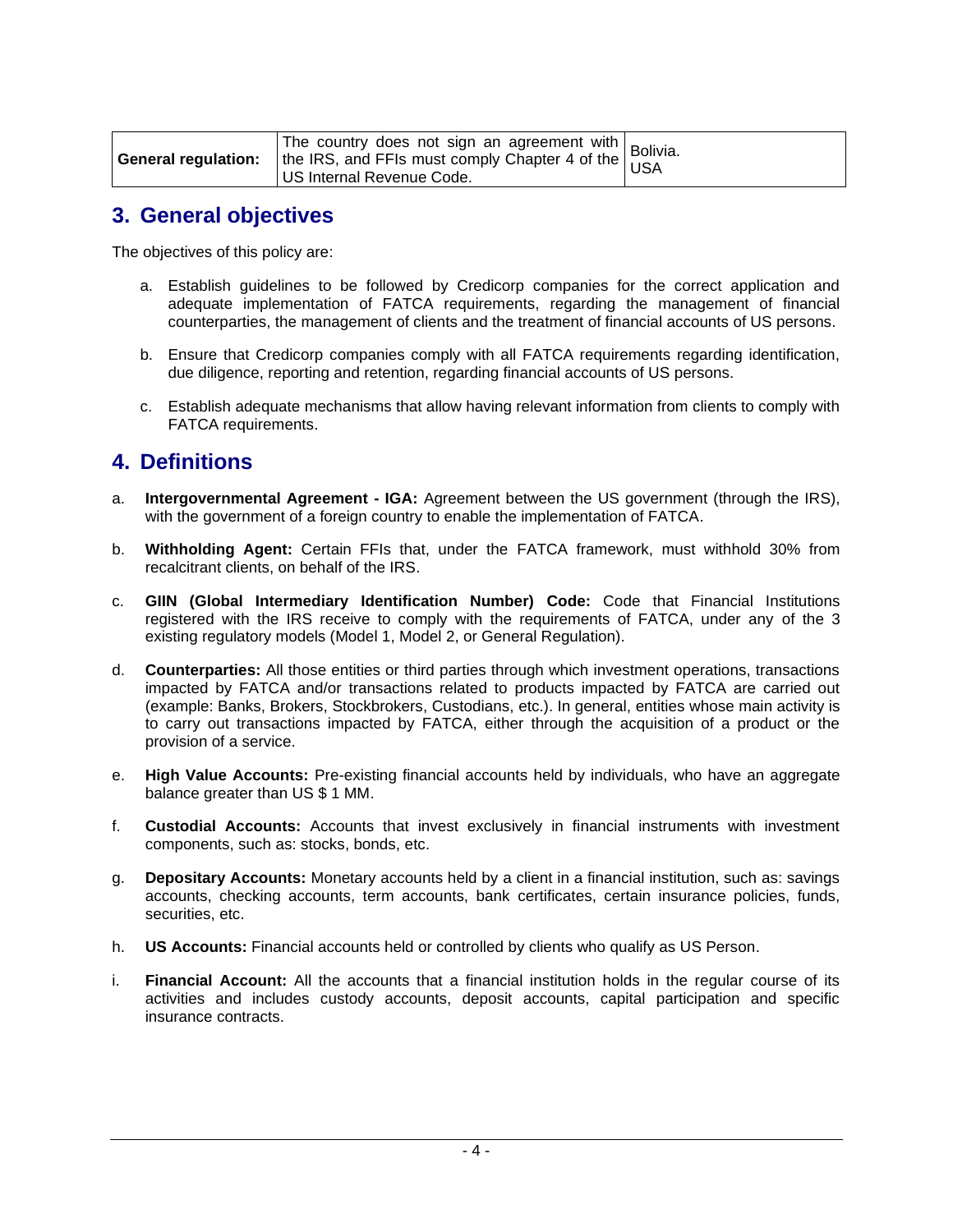| | | |
|---|---|---|
| **General regulation:** | The country does not sign an agreement with the IRS, and FFIs must comply Chapter 4 of the US Internal Revenue Code. | Bolivia.<br>USA |

## 3. General objectives

The objectives of this policy are:

a. Establish guidelines to be followed by Credicorp companies for the correct application and adequate implementation of FATCA requirements, regarding the management of financial counterparties, the management of clients and the treatment of financial accounts of US persons.

b. Ensure that Credicorp companies comply with all FATCA requirements regarding identification, due diligence, reporting and retention, regarding financial accounts of US persons.

c. Establish adequate mechanisms that allow having relevant information from clients to comply with FATCA requirements.

## 4. Definitions

a. **Intergovernmental Agreement - IGA:** Agreement between the US government (through the IRS), with the government of a foreign country to enable the implementation of FATCA.

b. **Withholding Agent:** Certain FFIs that, under the FATCA framework, must withhold 30% from recalcitrant clients, on behalf of the IRS.

c. **GIIN (Global Intermediary Identification Number) Code:** Code that Financial Institutions registered with the IRS receive to comply with the requirements of FATCA, under any of the 3 existing regulatory models (Model 1, Model 2, or General Regulation).

d. **Counterparties:** All those entities or third parties through which investment operations, transactions impacted by FATCA and/or transactions related to products impacted by FATCA are carried out (example: Banks, Brokers, Stockbrokers, Custodians, etc.). In general, entities whose main activity is to carry out transactions impacted by FATCA, either through the acquisition of a product or the provision of a service.

e. **High Value Accounts:** Pre-existing financial accounts held by individuals, who have an aggregate balance greater than US $ 1 MM.

f. **Custodial Accounts:** Accounts that invest exclusively in financial instruments with investment components, such as: stocks, bonds, etc.

g. **Depositary Accounts:** Monetary accounts held by a client in a financial institution, such as: savings accounts, checking accounts, term accounts, bank certificates, certain insurance policies, funds, securities, etc.

h. **US Accounts:** Financial accounts held or controlled by clients who qualify as US Person.

i. **Financial Account:** All the accounts that a financial institution holds in the regular course of its activities and includes custody accounts, deposit accounts, capital participation and specific insurance contracts.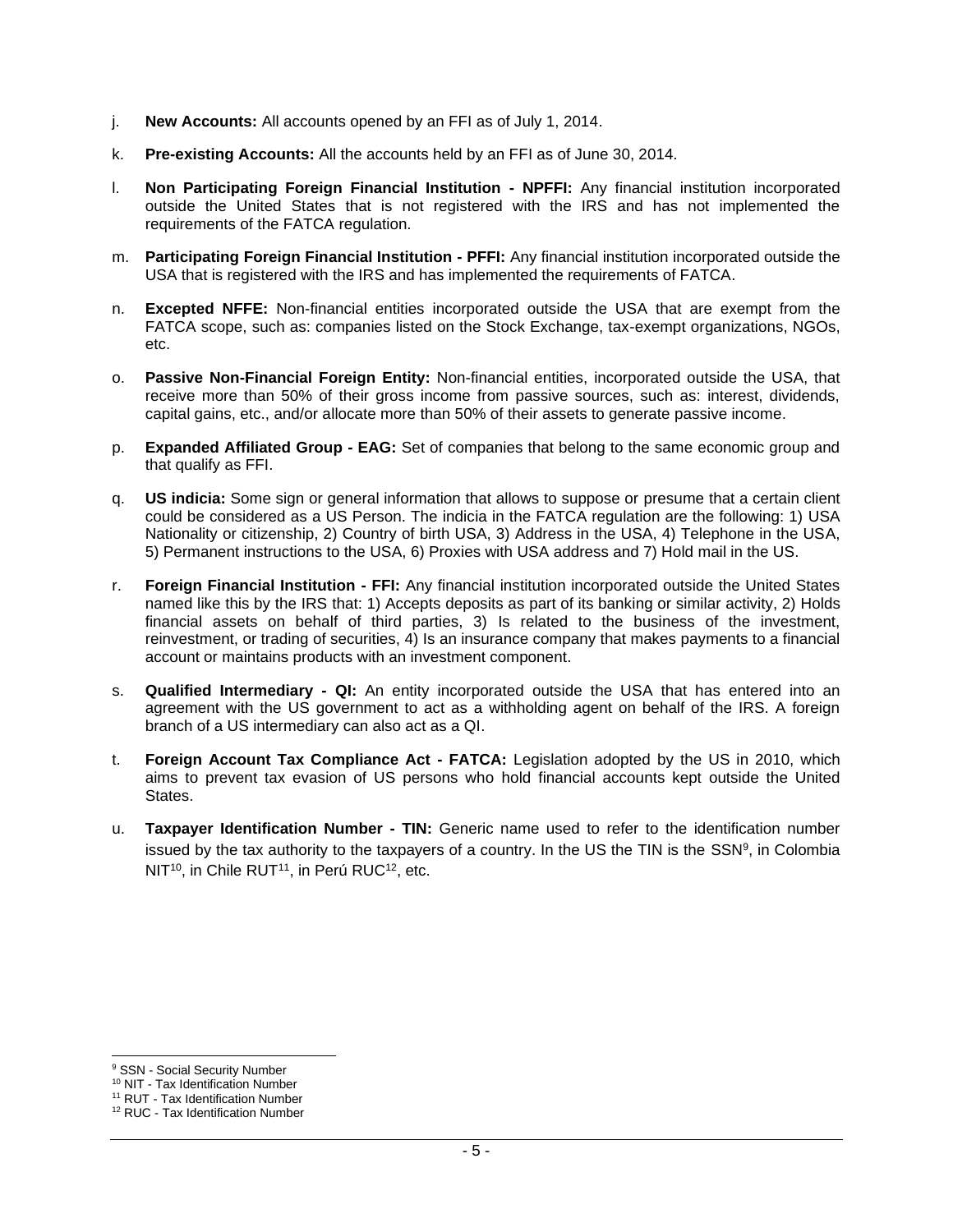j. **New Accounts:** All accounts opened by an FFI as of July 1, 2014.

k. **Pre-existing Accounts:** All the accounts held by an FFI as of June 30, 2014.

l. **Non Participating Foreign Financial Institution - NPFFI:** Any financial institution incorporated outside the United States that is not registered with the IRS and has not implemented the requirements of the FATCA regulation.

m. **Participating Foreign Financial Institution - PFFI:** Any financial institution incorporated outside the USA that is registered with the IRS and has implemented the requirements of FATCA.

n. **Excepted NFFE:** Non-financial entities incorporated outside the USA that are exempt from the FATCA scope, such as: companies listed on the Stock Exchange, tax-exempt organizations, NGOs, etc.

o. **Passive Non-Financial Foreign Entity:** Non-financial entities, incorporated outside the USA, that receive more than 50% of their gross income from passive sources, such as: interest, dividends, capital gains, etc., and/or allocate more than 50% of their assets to generate passive income.

p. **Expanded Affiliated Group - EAG:** Set of companies that belong to the same economic group and that qualify as FFI.

q. **US indicia:** Some sign or general information that allows to suppose or presume that a certain client could be considered as a US Person. The indicia in the FATCA regulation are the following: 1) USA Nationality or citizenship, 2) Country of birth USA, 3) Address in the USA, 4) Telephone in the USA, 5) Permanent instructions to the USA, 6) Proxies with USA address and 7) Hold mail in the US.

r. **Foreign Financial Institution - FFI:** Any financial institution incorporated outside the United States named like this by the IRS that: 1) Accepts deposits as part of its banking or similar activity, 2) Holds financial assets on behalf of third parties, 3) Is related to the business of the investment, reinvestment, or trading of securities, 4) Is an insurance company that makes payments to a financial account or maintains products with an investment component.

s. **Qualified Intermediary - QI:** An entity incorporated outside the USA that has entered into an agreement with the US government to act as a withholding agent on behalf of the IRS. A foreign branch of a US intermediary can also act as a QI.

t. **Foreign Account Tax Compliance Act - FATCA:** Legislation adopted by the US in 2010, which aims to prevent tax evasion of US persons who hold financial accounts kept outside the United States.

u. **Taxpayer Identification Number - TIN:** Generic name used to refer to the identification number issued by the tax authority to the taxpayers of a country. In the US the TIN is the SSN[9], in Colombia NIT[10], in Chile RUT[11], in Perú RUC[12], etc.

---

[9] SSN - Social Security Number

[10] NIT - Tax Identification Number

[11] RUT - Tax Identification Number

[12] RUC - Tax Identification Number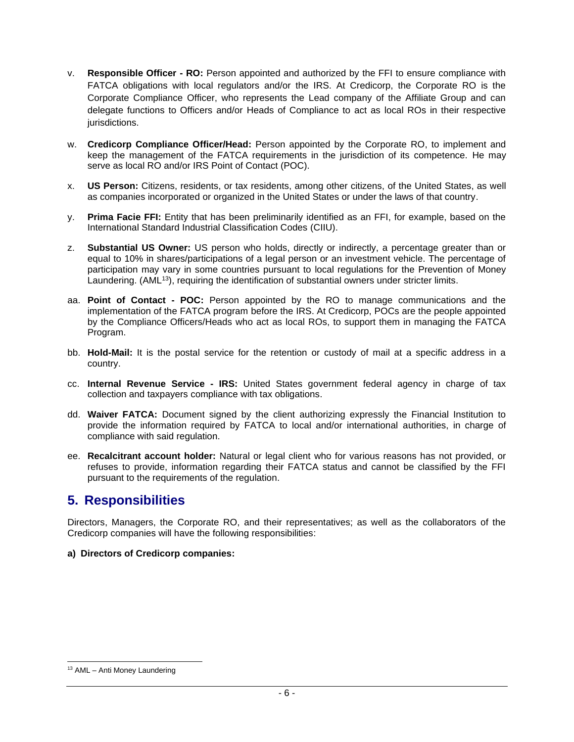v. **Responsible Officer - RO:** Person appointed and authorized by the FFI to ensure compliance with FATCA obligations with local regulators and/or the IRS. At Credicorp, the Corporate RO is the Corporate Compliance Officer, who represents the Lead company of the Affiliate Group and can delegate functions to Officers and/or Heads of Compliance to act as local ROs in their respective jurisdictions.

w. **Credicorp Compliance Officer/Head:** Person appointed by the Corporate RO, to implement and keep the management of the FATCA requirements in the jurisdiction of its competence. He may serve as local RO and/or IRS Point of Contact (POC).

x. **US Person:** Citizens, residents, or tax residents, among other citizens, of the United States, as well as companies incorporated or organized in the United States or under the laws of that country.

y. **Prima Facie FFI:** Entity that has been preliminarily identified as an FFI, for example, based on the International Standard Industrial Classification Codes (CIIU).

z. **Substantial US Owner:** US person who holds, directly or indirectly, a percentage greater than or equal to 10% in shares/participations of a legal person or an investment vehicle. The percentage of participation may vary in some countries pursuant to local regulations for the Prevention of Money Laundering. (AML[13]), requiring the identification of substantial owners under stricter limits.

aa. **Point of Contact - POC:** Person appointed by the RO to manage communications and the implementation of the FATCA program before the IRS. At Credicorp, POCs are the people appointed by the Compliance Officers/Heads who act as local ROs, to support them in managing the FATCA Program.

bb. **Hold-Mail:** It is the postal service for the retention or custody of mail at a specific address in a country.

cc. **Internal Revenue Service - IRS:** United States government federal agency in charge of tax collection and taxpayers compliance with tax obligations.

dd. **Waiver FATCA:** Document signed by the client authorizing expressly the Financial Institution to provide the information required by FATCA to local and/or international authorities, in charge of compliance with said regulation.

ee. **Recalcitrant account holder:** Natural or legal client who for various reasons has not provided, or refuses to provide, information regarding their FATCA status and cannot be classified by the FFI pursuant to the requirements of the regulation.

## 5. Responsibilities

Directors, Managers, the Corporate RO, and their representatives; as well as the collaborators of the Credicorp companies will have the following responsibilities:

**a) Directors of Credicorp companies:**

[13] AML – Anti Money Laundering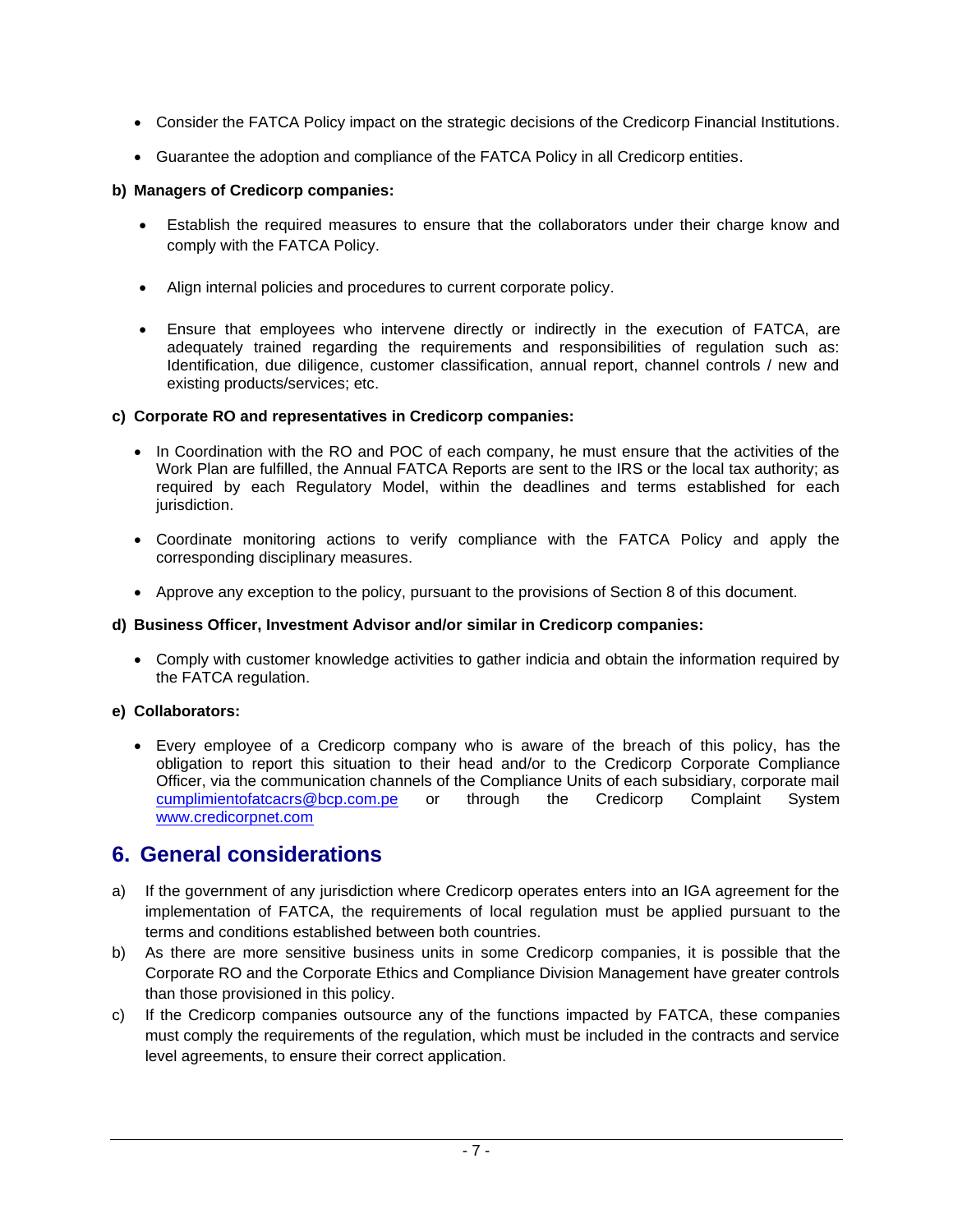- Consider the FATCA Policy impact on the strategic decisions of the Credicorp Financial Institutions.
- Guarantee the adoption and compliance of the FATCA Policy in all Credicorp entities.

**b) Managers of Credicorp companies:**

- Establish the required measures to ensure that the collaborators under their charge know and comply with the FATCA Policy.
- Align internal policies and procedures to current corporate policy.
- Ensure that employees who intervene directly or indirectly in the execution of FATCA, are adequately trained regarding the requirements and responsibilities of regulation such as: Identification, due diligence, customer classification, annual report, channel controls / new and existing products/services; etc.

**c) Corporate RO and representatives in Credicorp companies:**

- In Coordination with the RO and POC of each company, he must ensure that the activities of the Work Plan are fulfilled, the Annual FATCA Reports are sent to the IRS or the local tax authority; as required by each Regulatory Model, within the deadlines and terms established for each jurisdiction.
- Coordinate monitoring actions to verify compliance with the FATCA Policy and apply the corresponding disciplinary measures.
- Approve any exception to the policy, pursuant to the provisions of Section 8 of this document.

**d) Business Officer, Investment Advisor and/or similar in Credicorp companies:**

- Comply with customer knowledge activities to gather indicia and obtain the information required by the FATCA regulation.

**e) Collaborators:**

- Every employee of a Credicorp company who is aware of the breach of this policy, has the obligation to report this situation to their head and/or to the Credicorp Corporate Compliance Officer, via the communication channels of the Compliance Units of each subsidiary, corporate mail cumplimientofatcacrs@bcp.com.pe or through the Credicorp Complaint System www.credicorpnet.com

## 6. General considerations

a) If the government of any jurisdiction where Credicorp operates enters into an IGA agreement for the implementation of FATCA, the requirements of local regulation must be applied pursuant to the terms and conditions established between both countries.

b) As there are more sensitive business units in some Credicorp companies, it is possible that the Corporate RO and the Corporate Ethics and Compliance Division Management have greater controls than those provisioned in this policy.

c) If the Credicorp companies outsource any of the functions impacted by FATCA, these companies must comply the requirements of the regulation, which must be included in the contracts and service level agreements, to ensure their correct application.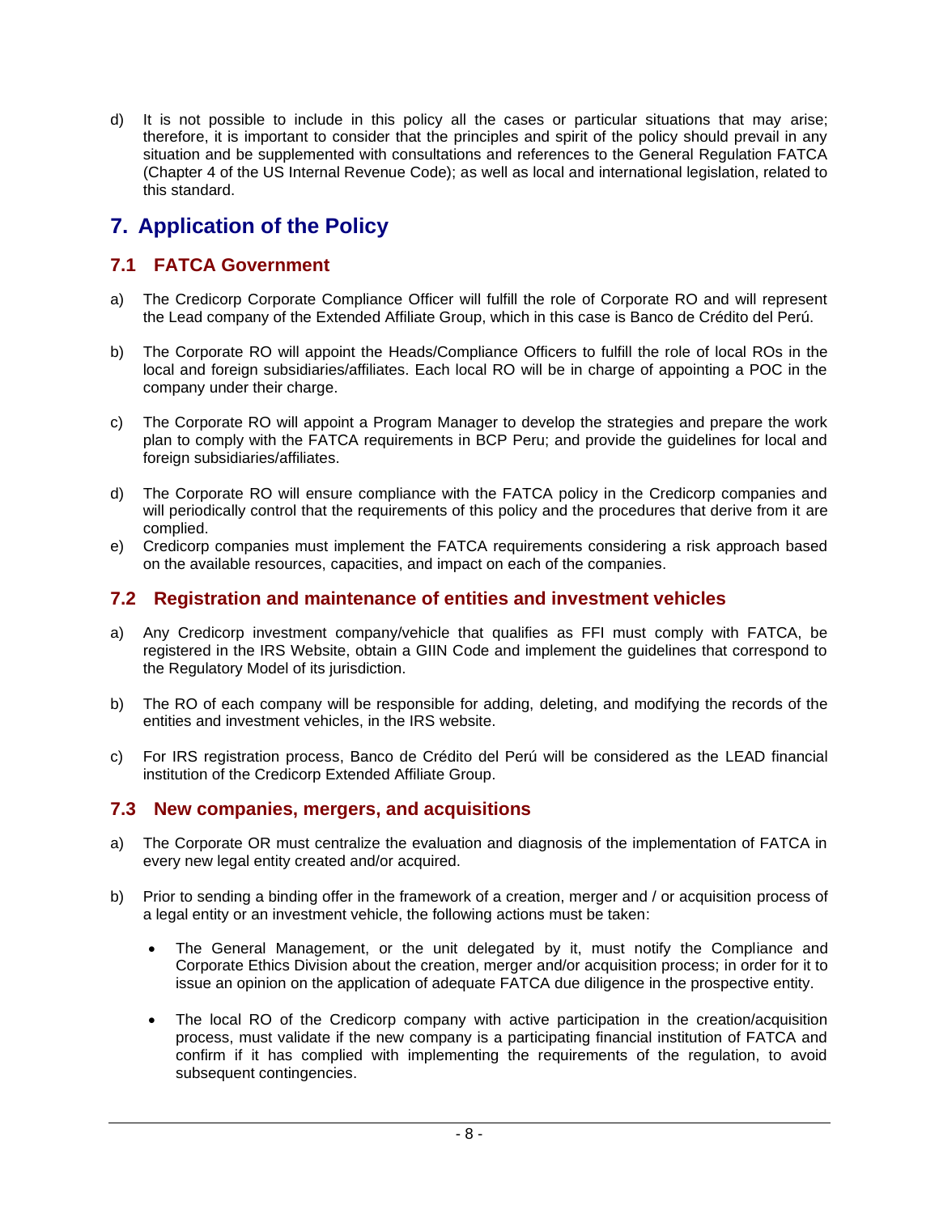d) It is not possible to include in this policy all the cases or particular situations that may arise; therefore, it is important to consider that the principles and spirit of the policy should prevail in any situation and be supplemented with consultations and references to the General Regulation FATCA (Chapter 4 of the US Internal Revenue Code); as well as local and international legislation, related to this standard.

# 7. Application of the Policy

## 7.1 FATCA Government

a) The Credicorp Corporate Compliance Officer will fulfill the role of Corporate RO and will represent the Lead company of the Extended Affiliate Group, which in this case is Banco de Crédito del Perú.

b) The Corporate RO will appoint the Heads/Compliance Officers to fulfill the role of local ROs in the local and foreign subsidiaries/affiliates. Each local RO will be in charge of appointing a POC in the company under their charge.

c) The Corporate RO will appoint a Program Manager to develop the strategies and prepare the work plan to comply with the FATCA requirements in BCP Peru; and provide the guidelines for local and foreign subsidiaries/affiliates.

d) The Corporate RO will ensure compliance with the FATCA policy in the Credicorp companies and will periodically control that the requirements of this policy and the procedures that derive from it are complied.

e) Credicorp companies must implement the FATCA requirements considering a risk approach based on the available resources, capacities, and impact on each of the companies.

## 7.2 Registration and maintenance of entities and investment vehicles

a) Any Credicorp investment company/vehicle that qualifies as FFI must comply with FATCA, be registered in the IRS Website, obtain a GIIN Code and implement the guidelines that correspond to the Regulatory Model of its jurisdiction.

b) The RO of each company will be responsible for adding, deleting, and modifying the records of the entities and investment vehicles, in the IRS website.

c) For IRS registration process, Banco de Crédito del Perú will be considered as the LEAD financial institution of the Credicorp Extended Affiliate Group.

## 7.3 New companies, mergers, and acquisitions

a) The Corporate OR must centralize the evaluation and diagnosis of the implementation of FATCA in every new legal entity created and/or acquired.

b) Prior to sending a binding offer in the framework of a creation, merger and / or acquisition process of a legal entity or an investment vehicle, the following actions must be taken:

- The General Management, or the unit delegated by it, must notify the Compliance and Corporate Ethics Division about the creation, merger and/or acquisition process; in order for it to issue an opinion on the application of adequate FATCA due diligence in the prospective entity.

- The local RO of the Credicorp company with active participation in the creation/acquisition process, must validate if the new company is a participating financial institution of FATCA and confirm if it has complied with implementing the requirements of the regulation, to avoid subsequent contingencies.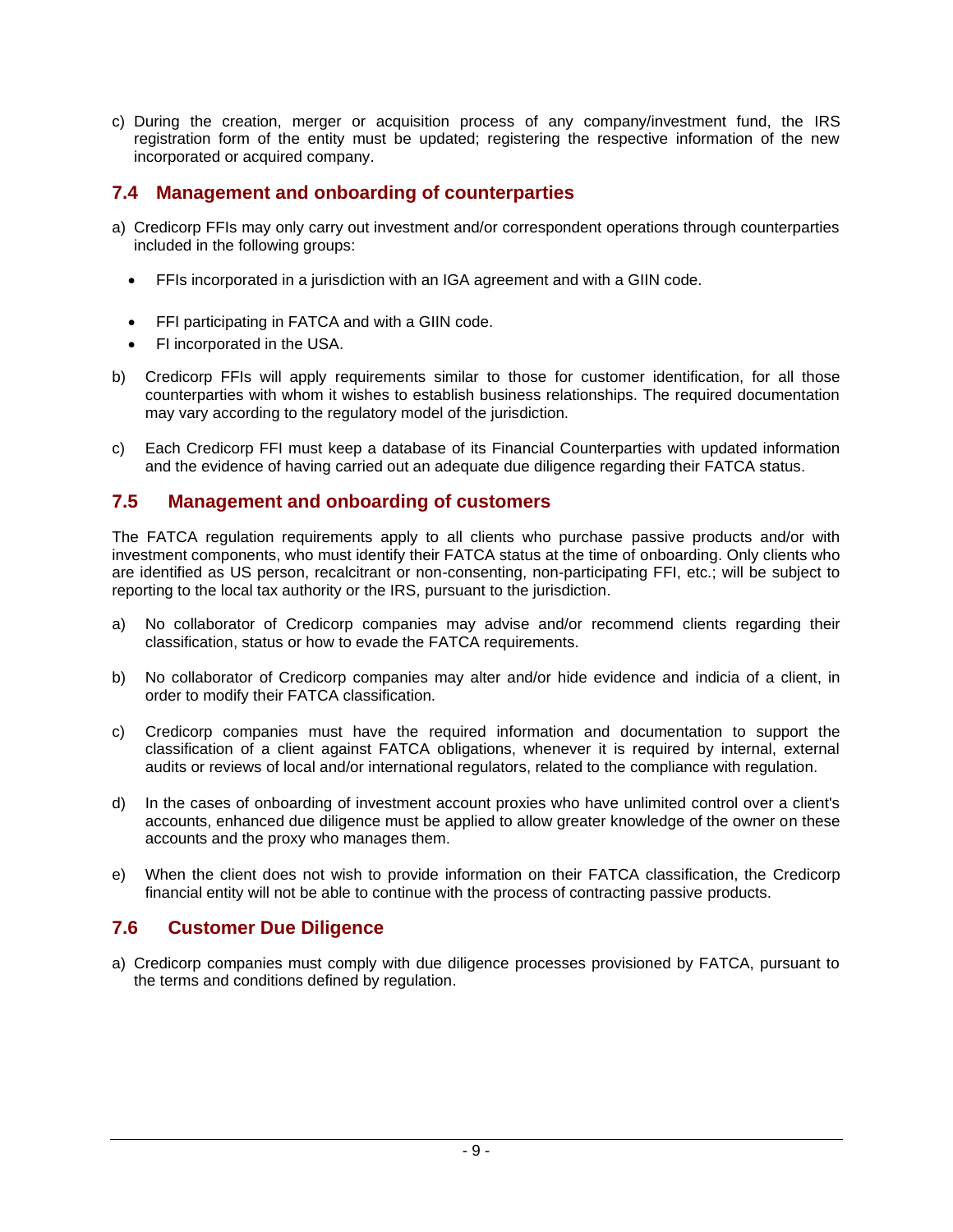c) During the creation, merger or acquisition process of any company/investment fund, the IRS registration form of the entity must be updated; registering the respective information of the new incorporated or acquired company.

## 7.4 Management and onboarding of counterparties

a) Credicorp FFIs may only carry out investment and/or correspondent operations through counterparties included in the following groups:

- FFIs incorporated in a jurisdiction with an IGA agreement and with a GIIN code.
- FFI participating in FATCA and with a GIIN code.
- FI incorporated in the USA.

b) Credicorp FFIs will apply requirements similar to those for customer identification, for all those counterparties with whom it wishes to establish business relationships. The required documentation may vary according to the regulatory model of the jurisdiction.

c) Each Credicorp FFI must keep a database of its Financial Counterparties with updated information and the evidence of having carried out an adequate due diligence regarding their FATCA status.

## 7.5 Management and onboarding of customers

The FATCA regulation requirements apply to all clients who purchase passive products and/or with investment components, who must identify their FATCA status at the time of onboarding. Only clients who are identified as US person, recalcitrant or non-consenting, non-participating FFI, etc.; will be subject to reporting to the local tax authority or the IRS, pursuant to the jurisdiction.

a) No collaborator of Credicorp companies may advise and/or recommend clients regarding their classification, status or how to evade the FATCA requirements.

b) No collaborator of Credicorp companies may alter and/or hide evidence and indicia of a client, in order to modify their FATCA classification.

c) Credicorp companies must have the required information and documentation to support the classification of a client against FATCA obligations, whenever it is required by internal, external audits or reviews of local and/or international regulators, related to the compliance with regulation.

d) In the cases of onboarding of investment account proxies who have unlimited control over a client's accounts, enhanced due diligence must be applied to allow greater knowledge of the owner on these accounts and the proxy who manages them.

e) When the client does not wish to provide information on their FATCA classification, the Credicorp financial entity will not be able to continue with the process of contracting passive products.

## 7.6 Customer Due Diligence

a) Credicorp companies must comply with due diligence processes provisioned by FATCA, pursuant to the terms and conditions defined by regulation.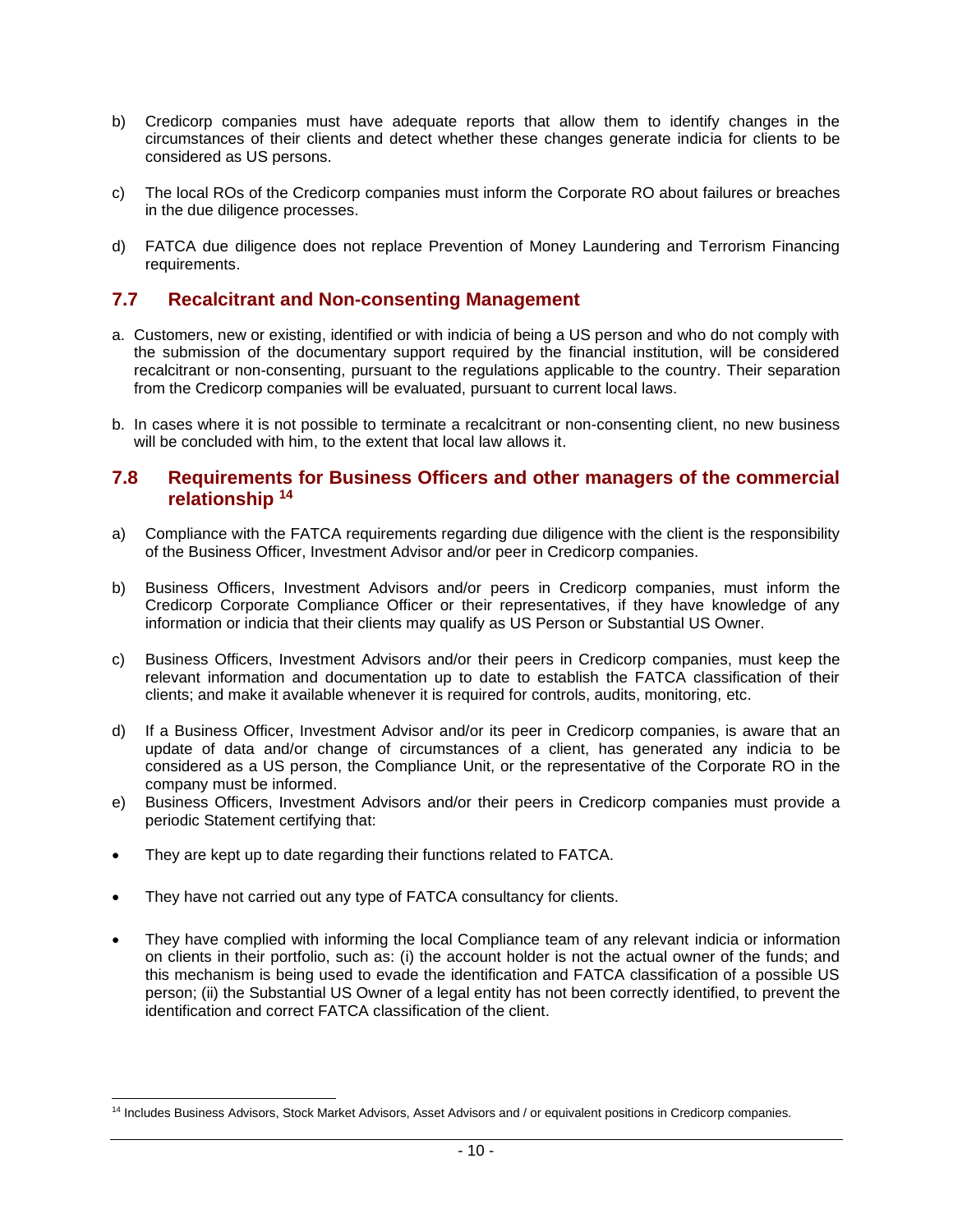b) Credicorp companies must have adequate reports that allow them to identify changes in the circumstances of their clients and detect whether these changes generate indicia for clients to be considered as US persons.

c) The local ROs of the Credicorp companies must inform the Corporate RO about failures or breaches in the due diligence processes.

d) FATCA due diligence does not replace Prevention of Money Laundering and Terrorism Financing requirements.

## 7.7 Recalcitrant and Non-consenting Management

a. Customers, new or existing, identified or with indicia of being a US person and who do not comply with the submission of the documentary support required by the financial institution, will be considered recalcitrant or non-consenting, pursuant to the regulations applicable to the country. Their separation from the Credicorp companies will be evaluated, pursuant to current local laws.

b. In cases where it is not possible to terminate a recalcitrant or non-consenting client, no new business will be concluded with him, to the extent that local law allows it.

## 7.8 Requirements for Business Officers and other managers of the commercial relationship [14]

a) Compliance with the FATCA requirements regarding due diligence with the client is the responsibility of the Business Officer, Investment Advisor and/or peer in Credicorp companies.

b) Business Officers, Investment Advisors and/or peers in Credicorp companies, must inform the Credicorp Corporate Compliance Officer or their representatives, if they have knowledge of any information or indicia that their clients may qualify as US Person or Substantial US Owner.

c) Business Officers, Investment Advisors and/or their peers in Credicorp companies, must keep the relevant information and documentation up to date to establish the FATCA classification of their clients; and make it available whenever it is required for controls, audits, monitoring, etc.

d) If a Business Officer, Investment Advisor and/or its peer in Credicorp companies, is aware that an update of data and/or change of circumstances of a client, has generated any indicia to be considered as a US person, the Compliance Unit, or the representative of the Corporate RO in the company must be informed.

e) Business Officers, Investment Advisors and/or their peers in Credicorp companies must provide a periodic Statement certifying that:

- They are kept up to date regarding their functions related to FATCA.
- They have not carried out any type of FATCA consultancy for clients.
- They have complied with informing the local Compliance team of any relevant indicia or information on clients in their portfolio, such as: (i) the account holder is not the actual owner of the funds; and this mechanism is being used to evade the identification and FATCA classification of a possible US person; (ii) the Substantial US Owner of a legal entity has not been correctly identified, to prevent the identification and correct FATCA classification of the client.

[14] Includes Business Advisors, Stock Market Advisors, Asset Advisors and / or equivalent positions in Credicorp companies.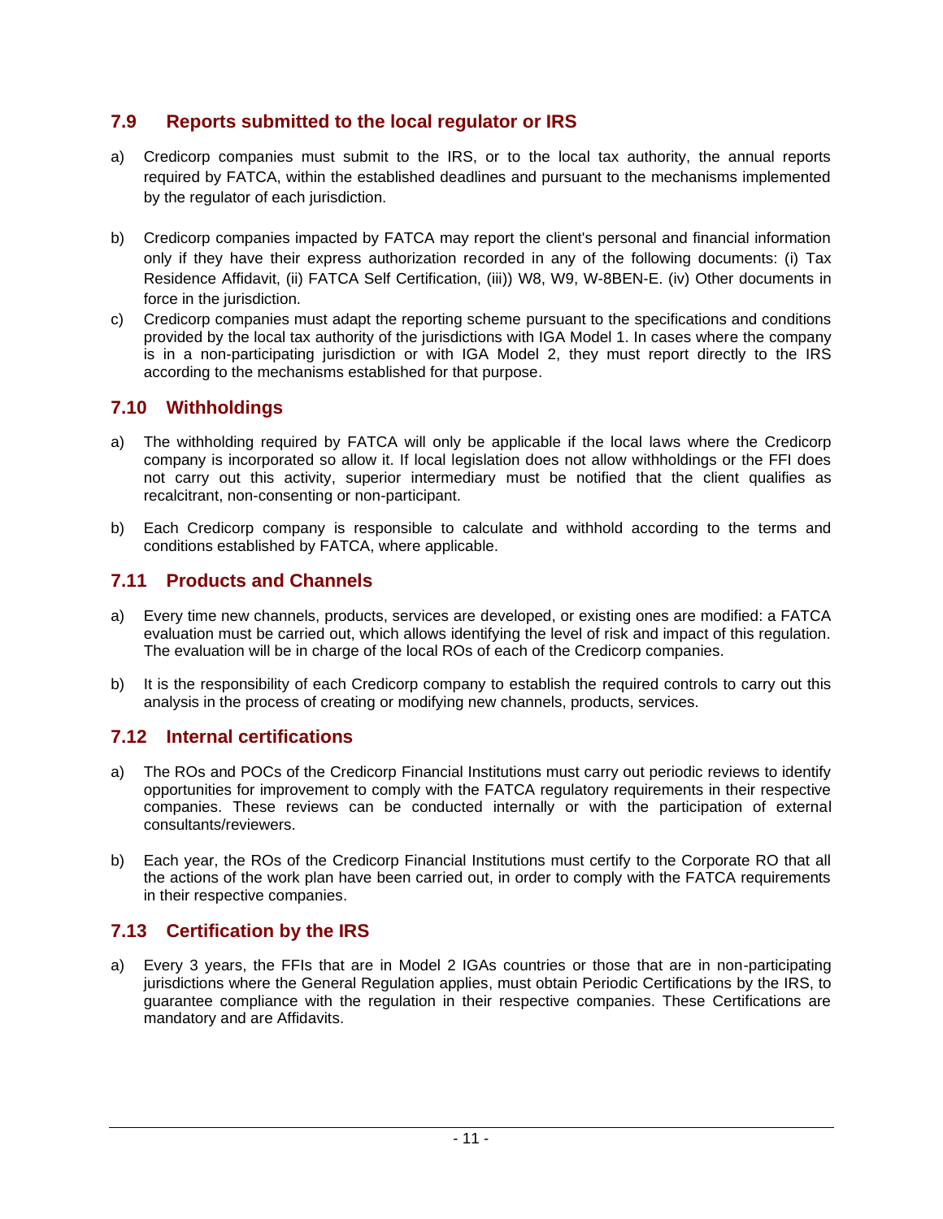## 7.9 Reports submitted to the local regulator or IRS

a) Credicorp companies must submit to the IRS, or to the local tax authority, the annual reports required by FATCA, within the established deadlines and pursuant to the mechanisms implemented by the regulator of each jurisdiction.

b) Credicorp companies impacted by FATCA may report the client's personal and financial information only if they have their express authorization recorded in any of the following documents: (i) Tax Residence Affidavit, (ii) FATCA Self Certification, (iii)) W8, W9, W-8BEN-E. (iv) Other documents in force in the jurisdiction.

c) Credicorp companies must adapt the reporting scheme pursuant to the specifications and conditions provided by the local tax authority of the jurisdictions with IGA Model 1. In cases where the company is in a non-participating jurisdiction or with IGA Model 2, they must report directly to the IRS according to the mechanisms established for that purpose.

## 7.10 Withholdings

a) The withholding required by FATCA will only be applicable if the local laws where the Credicorp company is incorporated so allow it. If local legislation does not allow withholdings or the FFI does not carry out this activity, superior intermediary must be notified that the client qualifies as recalcitrant, non-consenting or non-participant.

b) Each Credicorp company is responsible to calculate and withhold according to the terms and conditions established by FATCA, where applicable.

## 7.11 Products and Channels

a) Every time new channels, products, services are developed, or existing ones are modified: a FATCA evaluation must be carried out, which allows identifying the level of risk and impact of this regulation. The evaluation will be in charge of the local ROs of each of the Credicorp companies.

b) It is the responsibility of each Credicorp company to establish the required controls to carry out this analysis in the process of creating or modifying new channels, products, services.

## 7.12 Internal certifications

a) The ROs and POCs of the Credicorp Financial Institutions must carry out periodic reviews to identify opportunities for improvement to comply with the FATCA regulatory requirements in their respective companies. These reviews can be conducted internally or with the participation of external consultants/reviewers.

b) Each year, the ROs of the Credicorp Financial Institutions must certify to the Corporate RO that all the actions of the work plan have been carried out, in order to comply with the FATCA requirements in their respective companies.

## 7.13 Certification by the IRS

a) Every 3 years, the FFIs that are in Model 2 IGAs countries or those that are in non-participating jurisdictions where the General Regulation applies, must obtain Periodic Certifications by the IRS, to guarantee compliance with the regulation in their respective companies. These Certifications are mandatory and are Affidavits.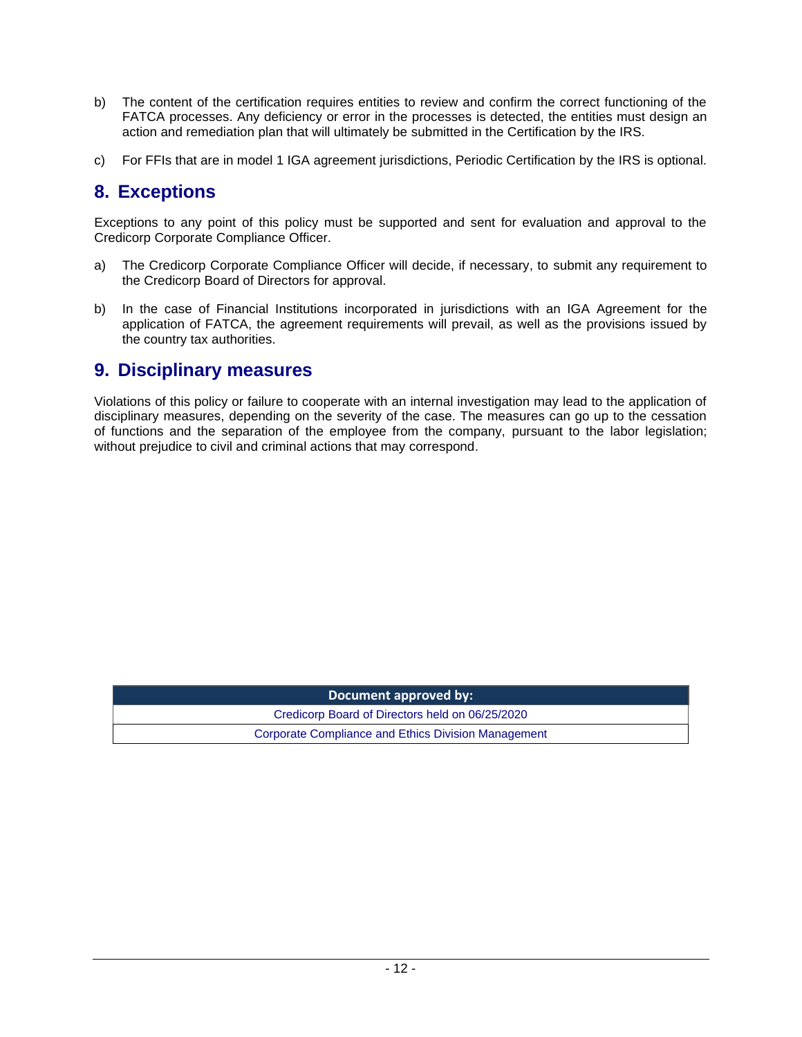b) The content of the certification requires entities to review and confirm the correct functioning of the FATCA processes. Any deficiency or error in the processes is detected, the entities must design an action and remediation plan that will ultimately be submitted in the Certification by the IRS.

c) For FFIs that are in model 1 IGA agreement jurisdictions, Periodic Certification by the IRS is optional.

## 8. Exceptions

Exceptions to any point of this policy must be supported and sent for evaluation and approval to the Credicorp Corporate Compliance Officer.

a) The Credicorp Corporate Compliance Officer will decide, if necessary, to submit any requirement to the Credicorp Board of Directors for approval.

b) In the case of Financial Institutions incorporated in jurisdictions with an IGA Agreement for the application of FATCA, the agreement requirements will prevail, as well as the provisions issued by the country tax authorities.

## 9. Disciplinary measures

Violations of this policy or failure to cooperate with an internal investigation may lead to the application of disciplinary measures, depending on the severity of the case. The measures can go up to the cessation of functions and the separation of the employee from the company, pursuant to the labor legislation; without prejudice to civil and criminal actions that may correspond.

| Document approved by: |
|---|
| Credicorp Board of Directors held on 06/25/2020 |
| Corporate Compliance and Ethics Division Management |